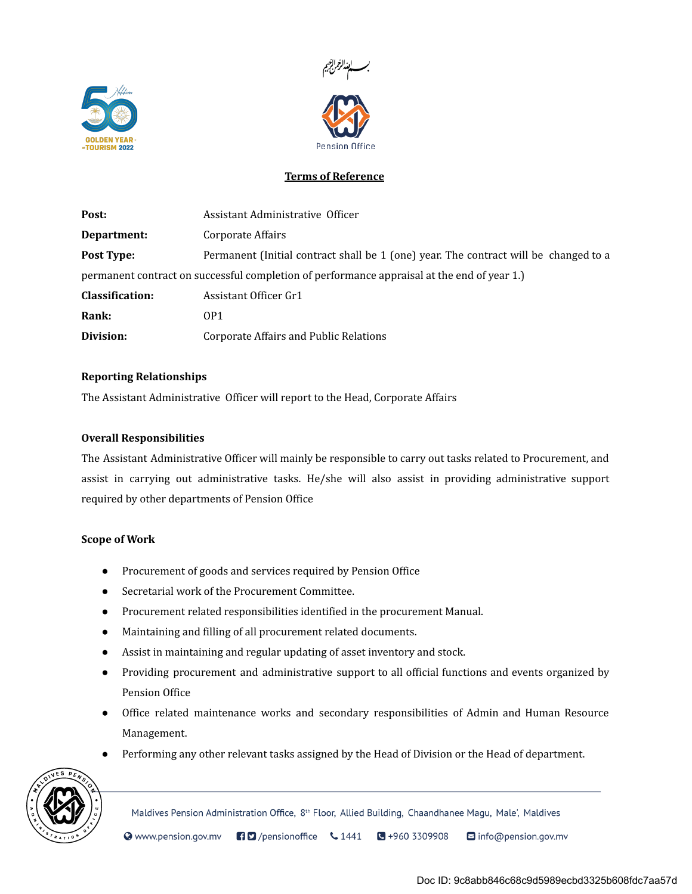بسم الله الرحمن الرحيم

Pension Office

## Terms of Reference

**Post:** Assistant Administrative Officer

**Department:** Corporate Affairs

**Post Type:** Permanent (Initial contract shall be 1 (one) year. The contract will be changed to a permanent contract on successful completion of performance appraisal at the end of year 1.)

**Classification:** Assistant Officer Gr1

**Rank:** OP1

**Division:** Corporate Affairs and Public Relations

### Reporting Relationships

The Assistant Administrative Officer will report to the Head, Corporate Affairs

### Overall Responsibilities

The Assistant Administrative Officer will mainly be responsible to carry out tasks related to Procurement, and assist in carrying out administrative tasks. He/she will also assist in providing administrative support required by other departments of Pension Office

### Scope of Work

- Procurement of goods and services required by Pension Office
- Secretarial work of the Procurement Committee.
- Procurement related responsibilities identified in the procurement Manual.
- Maintaining and filling of all procurement related documents.
- Assist in maintaining and regular updating of asset inventory and stock.
- Providing procurement and administrative support to all official functions and events organized by Pension Office
- Office related maintenance works and secondary responsibilities of Admin and Human Resource Management.
- Performing any other relevant tasks assigned by the Head of Division or the Head of department.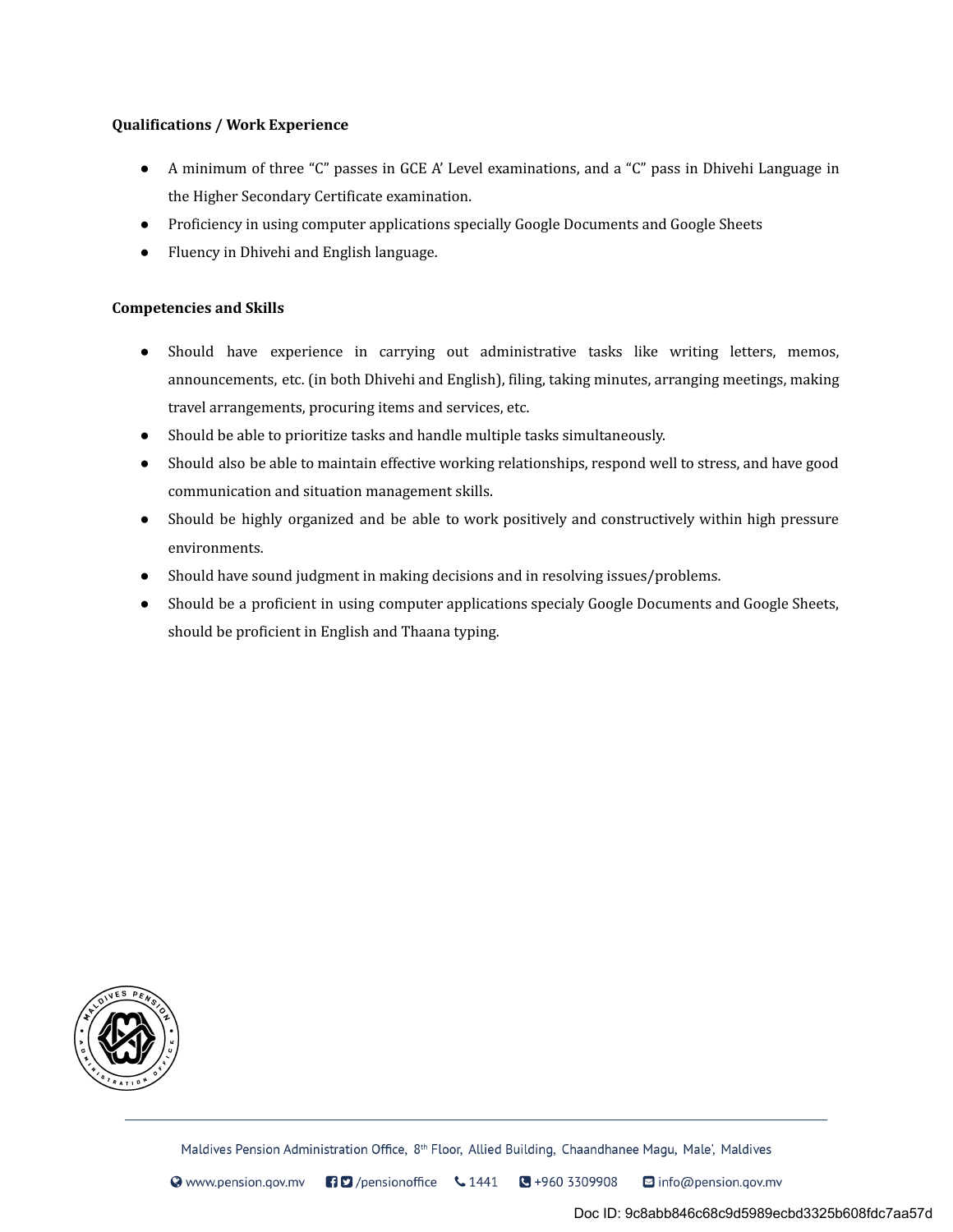**Qualifications / Work Experience**

- A minimum of three "C" passes in GCE A' Level examinations, and a "C" pass in Dhivehi Language in the Higher Secondary Certificate examination.
- Proficiency in using computer applications specially Google Documents and Google Sheets
- Fluency in Dhivehi and English language.

**Competencies and Skills**

- Should have experience in carrying out administrative tasks like writing letters, memos, announcements, etc. (in both Dhivehi and English), filing, taking minutes, arranging meetings, making travel arrangements, procuring items and services, etc.
- Should be able to prioritize tasks and handle multiple tasks simultaneously.
- Should also be able to maintain effective working relationships, respond well to stress, and have good communication and situation management skills.
- Should be highly organized and be able to work positively and constructively within high pressure environments.
- Should have sound judgment in making decisions and in resolving issues/problems.
- Should be a proficient in using computer applications specialy Google Documents and Google Sheets, should be proficient in English and Thaana typing.